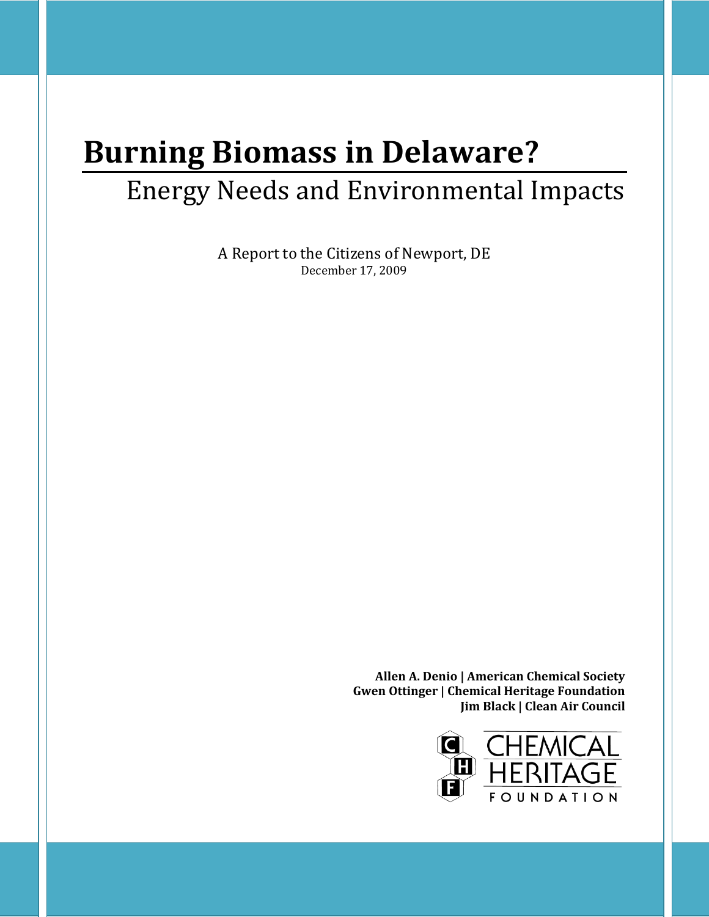# Burning Biomass in Delaware?

## Energy Needs and Environmental Impacts

A Report to the Citizens of Newport, DE

December 17, 2009

**Allen A. Denio | American Chemical Society**
**Gwen Ottinger | Chemical Heritage Foundation**
**Jim Black | Clean Air Council**

CHEMICAL HERITAGE FOUNDATION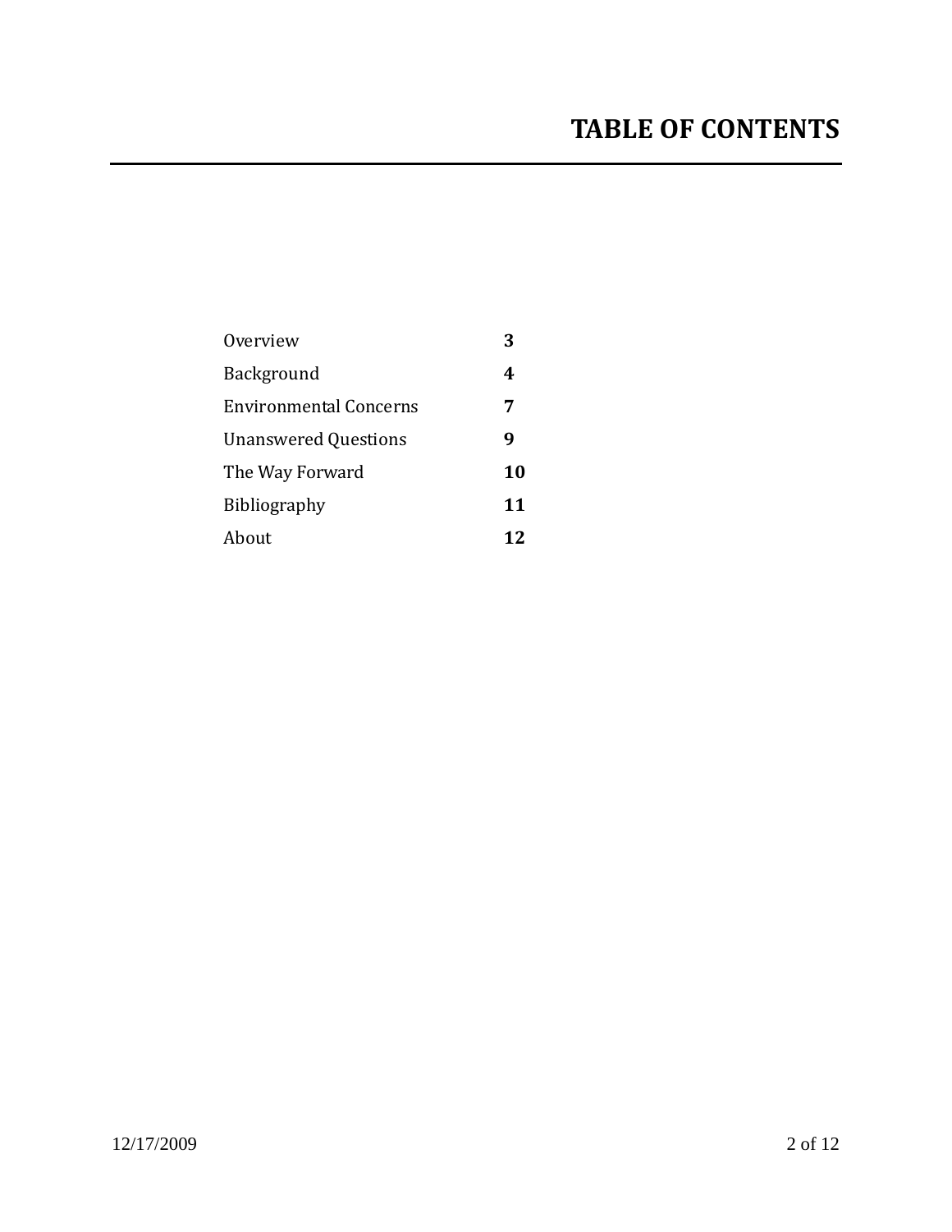# TABLE OF CONTENTS

| | |
|---|---|
| Overview | **3** |
| Background | **4** |
| Environmental Concerns | **7** |
| Unanswered Questions | **9** |
| The Way Forward | **10** |
| Bibliography | **11** |
| About | **12** |

12/17/2009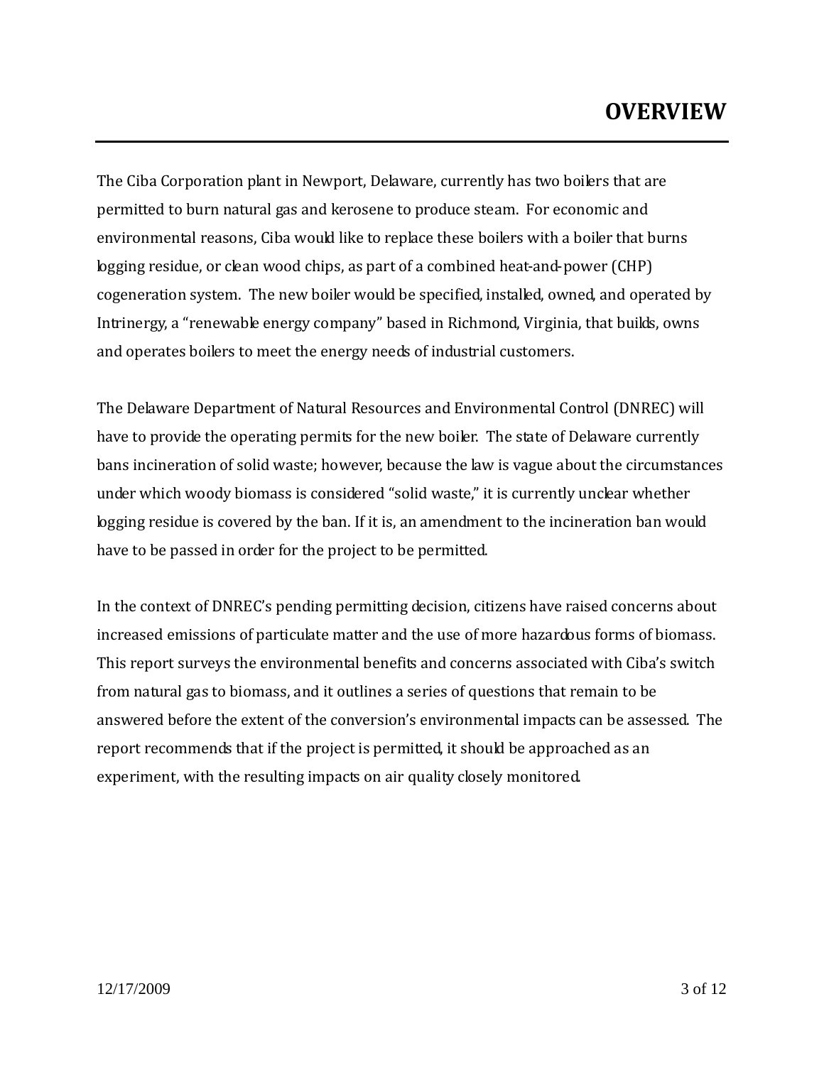# OVERVIEW

The Ciba Corporation plant in Newport, Delaware, currently has two boilers that are permitted to burn natural gas and kerosene to produce steam. For economic and environmental reasons, Ciba would like to replace these boilers with a boiler that burns logging residue, or clean wood chips, as part of a combined heat-and-power (CHP) cogeneration system. The new boiler would be specified, installed, owned, and operated by Intrinergy, a "renewable energy company" based in Richmond, Virginia, that builds, owns and operates boilers to meet the energy needs of industrial customers.

The Delaware Department of Natural Resources and Environmental Control (DNREC) will have to provide the operating permits for the new boiler. The state of Delaware currently bans incineration of solid waste; however, because the law is vague about the circumstances under which woody biomass is considered "solid waste," it is currently unclear whether logging residue is covered by the ban. If it is, an amendment to the incineration ban would have to be passed in order for the project to be permitted.

In the context of DNREC's pending permitting decision, citizens have raised concerns about increased emissions of particulate matter and the use of more hazardous forms of biomass. This report surveys the environmental benefits and concerns associated with Ciba's switch from natural gas to biomass, and it outlines a series of questions that remain to be answered before the extent of the conversion's environmental impacts can be assessed. The report recommends that if the project is permitted, it should be approached as an experiment, with the resulting impacts on air quality closely monitored.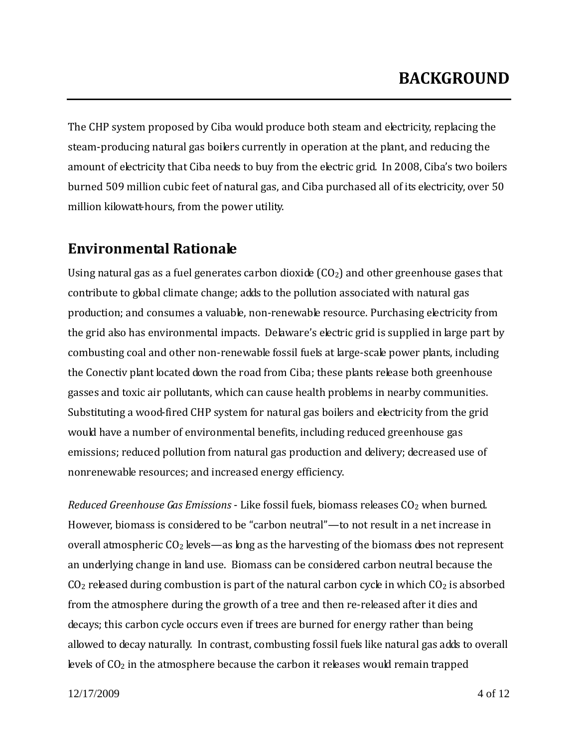# BACKGROUND

The CHP system proposed by Ciba would produce both steam and electricity, replacing the steam-producing natural gas boilers currently in operation at the plant, and reducing the amount of electricity that Ciba needs to buy from the electric grid. In 2008, Ciba's two boilers burned 509 million cubic feet of natural gas, and Ciba purchased all of its electricity, over 50 million kilowatt-hours, from the power utility.

## Environmental Rationale

Using natural gas as a fuel generates carbon dioxide ($CO_2$) and other greenhouse gases that contribute to global climate change; adds to the pollution associated with natural gas production; and consumes a valuable, non-renewable resource. Purchasing electricity from the grid also has environmental impacts. Delaware's electric grid is supplied in large part by combusting coal and other non-renewable fossil fuels at large-scale power plants, including the Conectiv plant located down the road from Ciba; these plants release both greenhouse gasses and toxic air pollutants, which can cause health problems in nearby communities. Substituting a wood-fired CHP system for natural gas boilers and electricity from the grid would have a number of environmental benefits, including reduced greenhouse gas emissions; reduced pollution from natural gas production and delivery; decreased use of nonrenewable resources; and increased energy efficiency.

*Reduced Greenhouse Gas Emissions* - Like fossil fuels, biomass releases $CO_2$ when burned. However, biomass is considered to be "carbon neutral"—to not result in a net increase in overall atmospheric $CO_2$ levels—as long as the harvesting of the biomass does not represent an underlying change in land use. Biomass can be considered carbon neutral because the $CO_2$ released during combustion is part of the natural carbon cycle in which $CO_2$ is absorbed from the atmosphere during the growth of a tree and then re-released after it dies and decays; this carbon cycle occurs even if trees are burned for energy rather than being allowed to decay naturally. In contrast, combusting fossil fuels like natural gas adds to overall levels of $CO_2$ in the atmosphere because the carbon it releases would remain trapped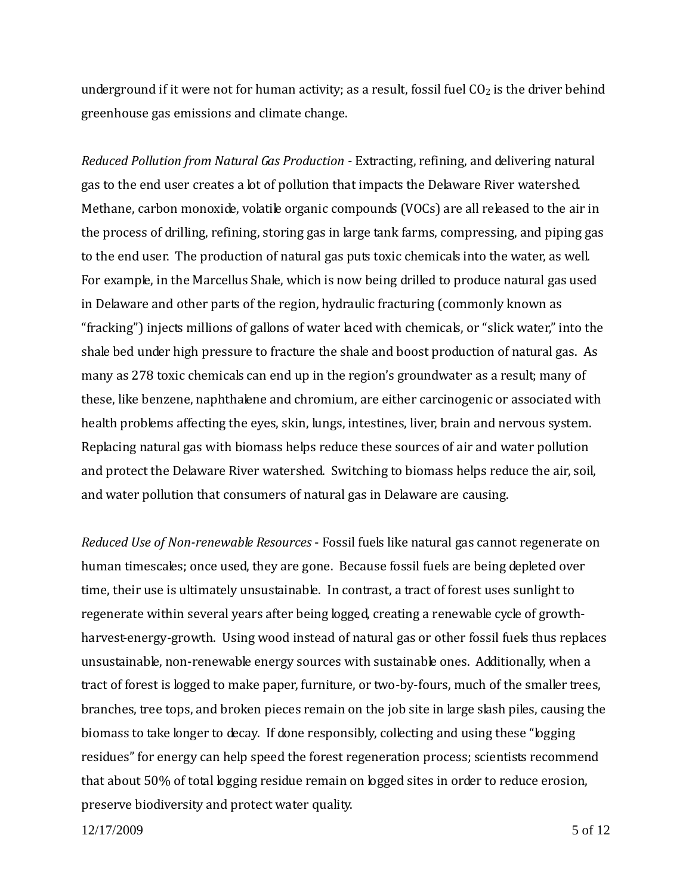underground if it were not for human activity; as a result, fossil fuel $CO_2$ is the driver behind greenhouse gas emissions and climate change.

*Reduced Pollution from Natural Gas Production* - Extracting, refining, and delivering natural gas to the end user creates a lot of pollution that impacts the Delaware River watershed. Methane, carbon monoxide, volatile organic compounds (VOCs) are all released to the air in the process of drilling, refining, storing gas in large tank farms, compressing, and piping gas to the end user. The production of natural gas puts toxic chemicals into the water, as well. For example, in the Marcellus Shale, which is now being drilled to produce natural gas used in Delaware and other parts of the region, hydraulic fracturing (commonly known as "fracking") injects millions of gallons of water laced with chemicals, or "slick water," into the shale bed under high pressure to fracture the shale and boost production of natural gas. As many as 278 toxic chemicals can end up in the region's groundwater as a result; many of these, like benzene, naphthalene and chromium, are either carcinogenic or associated with health problems affecting the eyes, skin, lungs, intestines, liver, brain and nervous system. Replacing natural gas with biomass helps reduce these sources of air and water pollution and protect the Delaware River watershed. Switching to biomass helps reduce the air, soil, and water pollution that consumers of natural gas in Delaware are causing.

*Reduced Use of Non-renewable Resources* - Fossil fuels like natural gas cannot regenerate on human timescales; once used, they are gone. Because fossil fuels are being depleted over time, their use is ultimately unsustainable. In contrast, a tract of forest uses sunlight to regenerate within several years after being logged, creating a renewable cycle of growth-harvest-energy-growth. Using wood instead of natural gas or other fossil fuels thus replaces unsustainable, non-renewable energy sources with sustainable ones. Additionally, when a tract of forest is logged to make paper, furniture, or two-by-fours, much of the smaller trees, branches, tree tops, and broken pieces remain on the job site in large slash piles, causing the biomass to take longer to decay. If done responsibly, collecting and using these "logging residues" for energy can help speed the forest regeneration process; scientists recommend that about 50% of total logging residue remain on logged sites in order to reduce erosion, preserve biodiversity and protect water quality.

12/17/2009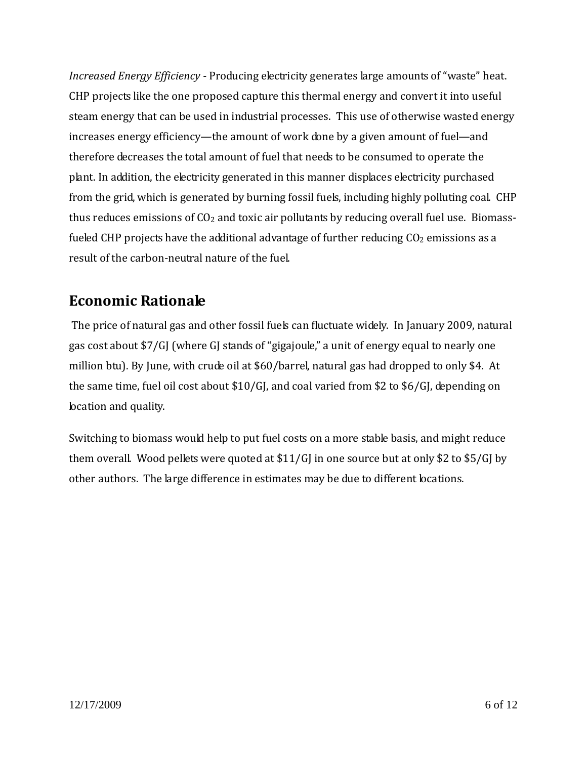*Increased Energy Efficiency* - Producing electricity generates large amounts of "waste" heat. CHP projects like the one proposed capture this thermal energy and convert it into useful steam energy that can be used in industrial processes. This use of otherwise wasted energy increases energy efficiency—the amount of work done by a given amount of fuel—and therefore decreases the total amount of fuel that needs to be consumed to operate the plant. In addition, the electricity generated in this manner displaces electricity purchased from the grid, which is generated by burning fossil fuels, including highly polluting coal. CHP thus reduces emissions of $CO_2$ and toxic air pollutants by reducing overall fuel use. Biomass-fueled CHP projects have the additional advantage of further reducing $CO_2$ emissions as a result of the carbon-neutral nature of the fuel.

## Economic Rationale

The price of natural gas and other fossil fuels can fluctuate widely. In January 2009, natural gas cost about $7/GJ (where GJ stands of "gigajoule," a unit of energy equal to nearly one million btu). By June, with crude oil at $60/barrel, natural gas had dropped to only $4. At the same time, fuel oil cost about $10/GJ, and coal varied from $2 to $6/GJ, depending on location and quality.

Switching to biomass would help to put fuel costs on a more stable basis, and might reduce them overall. Wood pellets were quoted at $11/GJ in one source but at only $2 to $5/GJ by other authors. The large difference in estimates may be due to different locations.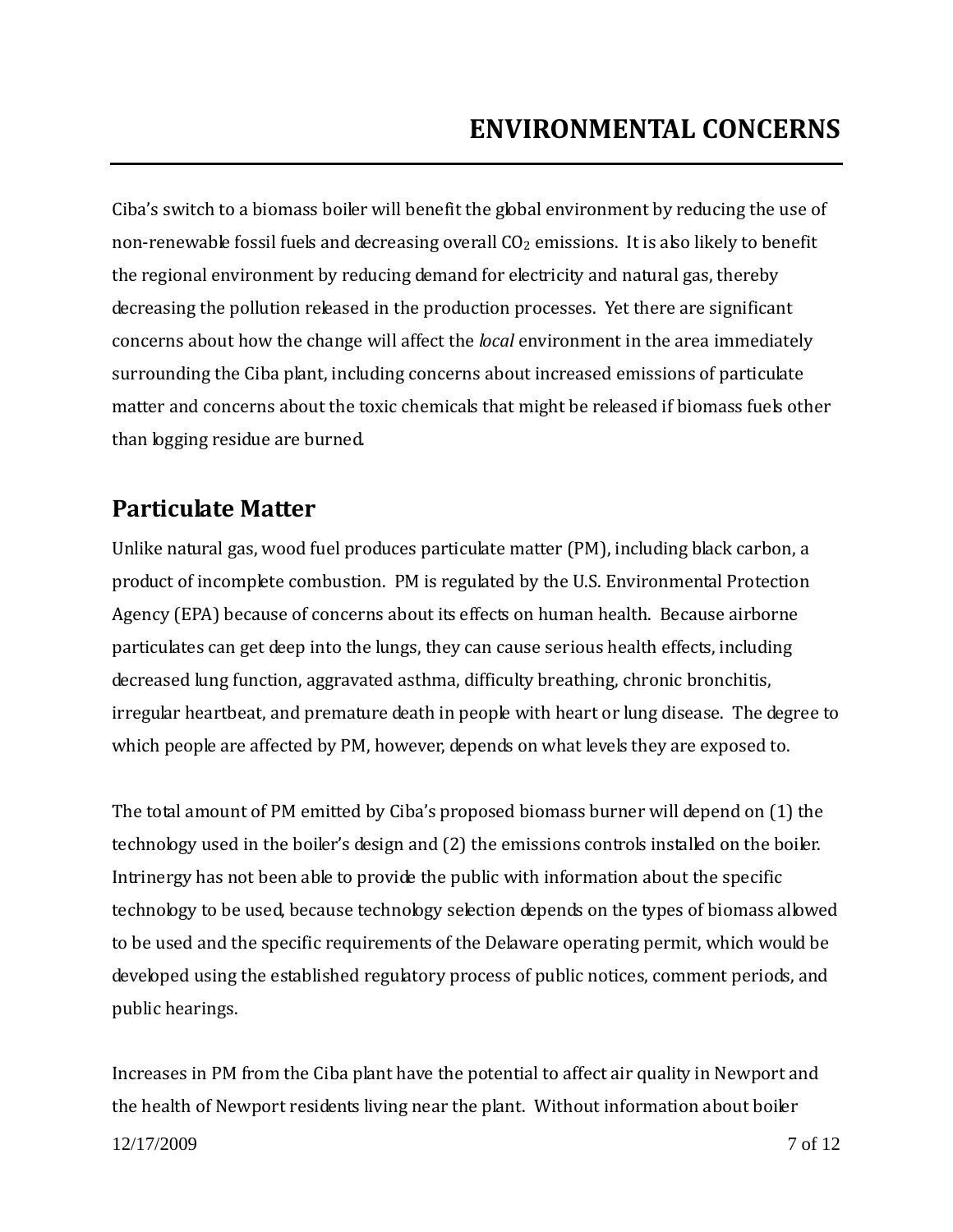# ENVIRONMENTAL CONCERNS

Ciba's switch to a biomass boiler will benefit the global environment by reducing the use of non-renewable fossil fuels and decreasing overall $CO_2$ emissions. It is also likely to benefit the regional environment by reducing demand for electricity and natural gas, thereby decreasing the pollution released in the production processes. Yet there are significant concerns about how the change will affect the *local* environment in the area immediately surrounding the Ciba plant, including concerns about increased emissions of particulate matter and concerns about the toxic chemicals that might be released if biomass fuels other than logging residue are burned.

## Particulate Matter

Unlike natural gas, wood fuel produces particulate matter (PM), including black carbon, a product of incomplete combustion. PM is regulated by the U.S. Environmental Protection Agency (EPA) because of concerns about its effects on human health. Because airborne particulates can get deep into the lungs, they can cause serious health effects, including decreased lung function, aggravated asthma, difficulty breathing, chronic bronchitis, irregular heartbeat, and premature death in people with heart or lung disease. The degree to which people are affected by PM, however, depends on what levels they are exposed to.

The total amount of PM emitted by Ciba's proposed biomass burner will depend on (1) the technology used in the boiler's design and (2) the emissions controls installed on the boiler. Intrinergy has not been able to provide the public with information about the specific technology to be used, because technology selection depends on the types of biomass allowed to be used and the specific requirements of the Delaware operating permit, which would be developed using the established regulatory process of public notices, comment periods, and public hearings.

Increases in PM from the Ciba plant have the potential to affect air quality in Newport and the health of Newport residents living near the plant. Without information about boiler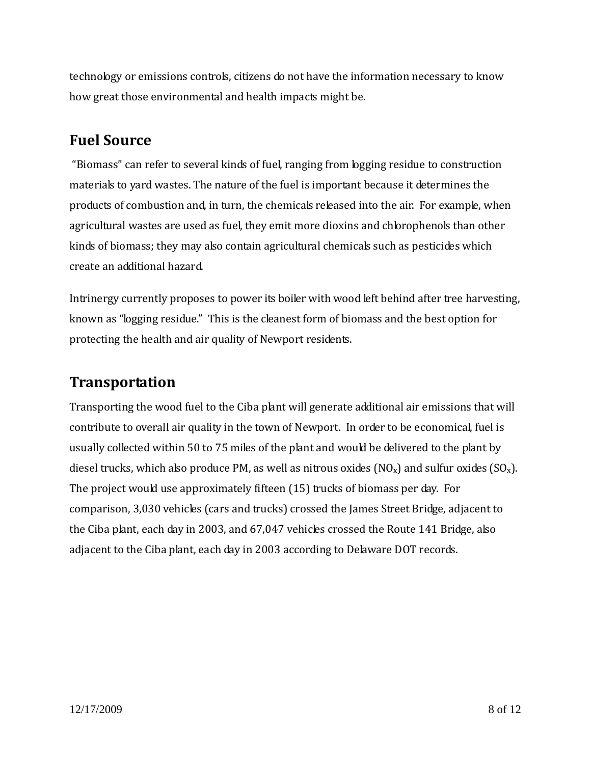technology or emissions controls, citizens do not have the information necessary to know how great those environmental and health impacts might be.

## Fuel Source

"Biomass" can refer to several kinds of fuel, ranging from logging residue to construction materials to yard wastes. The nature of the fuel is important because it determines the products of combustion and, in turn, the chemicals released into the air. For example, when agricultural wastes are used as fuel, they emit more dioxins and chlorophenols than other kinds of biomass; they may also contain agricultural chemicals such as pesticides which create an additional hazard.

Intrinergy currently proposes to power its boiler with wood left behind after tree harvesting, known as "logging residue." This is the cleanest form of biomass and the best option for protecting the health and air quality of Newport residents.

## Transportation

Transporting the wood fuel to the Ciba plant will generate additional air emissions that will contribute to overall air quality in the town of Newport. In order to be economical, fuel is usually collected within 50 to 75 miles of the plant and would be delivered to the plant by diesel trucks, which also produce PM, as well as nitrous oxides ($NO_x$) and sulfur oxides ($SO_x$). The project would use approximately fifteen (15) trucks of biomass per day. For comparison, 3,030 vehicles (cars and trucks) crossed the James Street Bridge, adjacent to the Ciba plant, each day in 2003, and 67,047 vehicles crossed the Route 141 Bridge, also adjacent to the Ciba plant, each day in 2003 according to Delaware DOT records.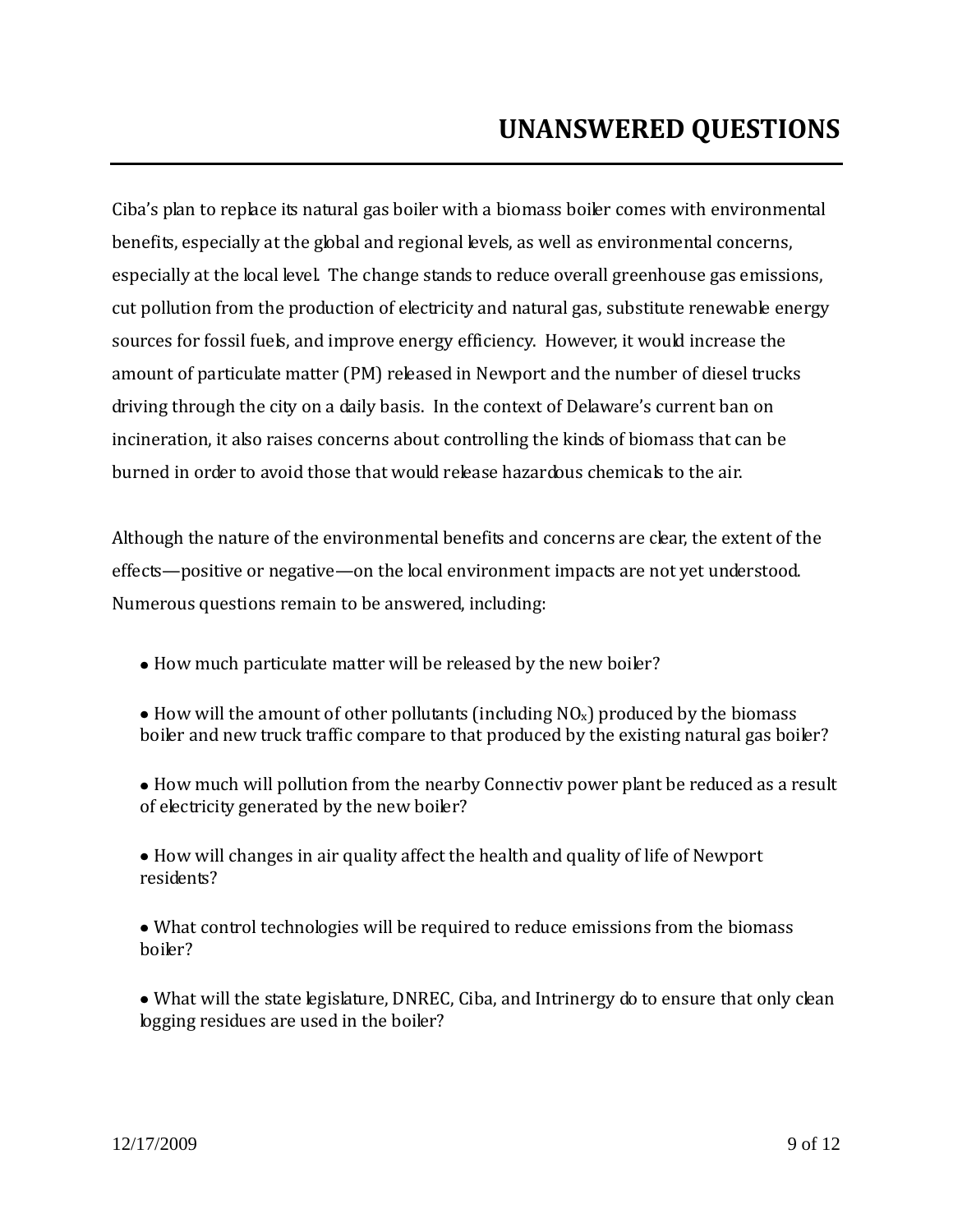# UNANSWERED QUESTIONS

Ciba's plan to replace its natural gas boiler with a biomass boiler comes with environmental benefits, especially at the global and regional levels, as well as environmental concerns, especially at the local level. The change stands to reduce overall greenhouse gas emissions, cut pollution from the production of electricity and natural gas, substitute renewable energy sources for fossil fuels, and improve energy efficiency. However, it would increase the amount of particulate matter (PM) released in Newport and the number of diesel trucks driving through the city on a daily basis. In the context of Delaware's current ban on incineration, it also raises concerns about controlling the kinds of biomass that can be burned in order to avoid those that would release hazardous chemicals to the air.

Although the nature of the environmental benefits and concerns are clear, the extent of the effects—positive or negative—on the local environment impacts are not yet understood. Numerous questions remain to be answered, including:

- How much particulate matter will be released by the new boiler?
- How will the amount of other pollutants (including $NO_x$) produced by the biomass boiler and new truck traffic compare to that produced by the existing natural gas boiler?
- How much will pollution from the nearby Connectiv power plant be reduced as a result of electricity generated by the new boiler?
- How will changes in air quality affect the health and quality of life of Newport residents?
- What control technologies will be required to reduce emissions from the biomass boiler?
- What will the state legislature, DNREC, Ciba, and Intrinergy do to ensure that only clean logging residues are used in the boiler?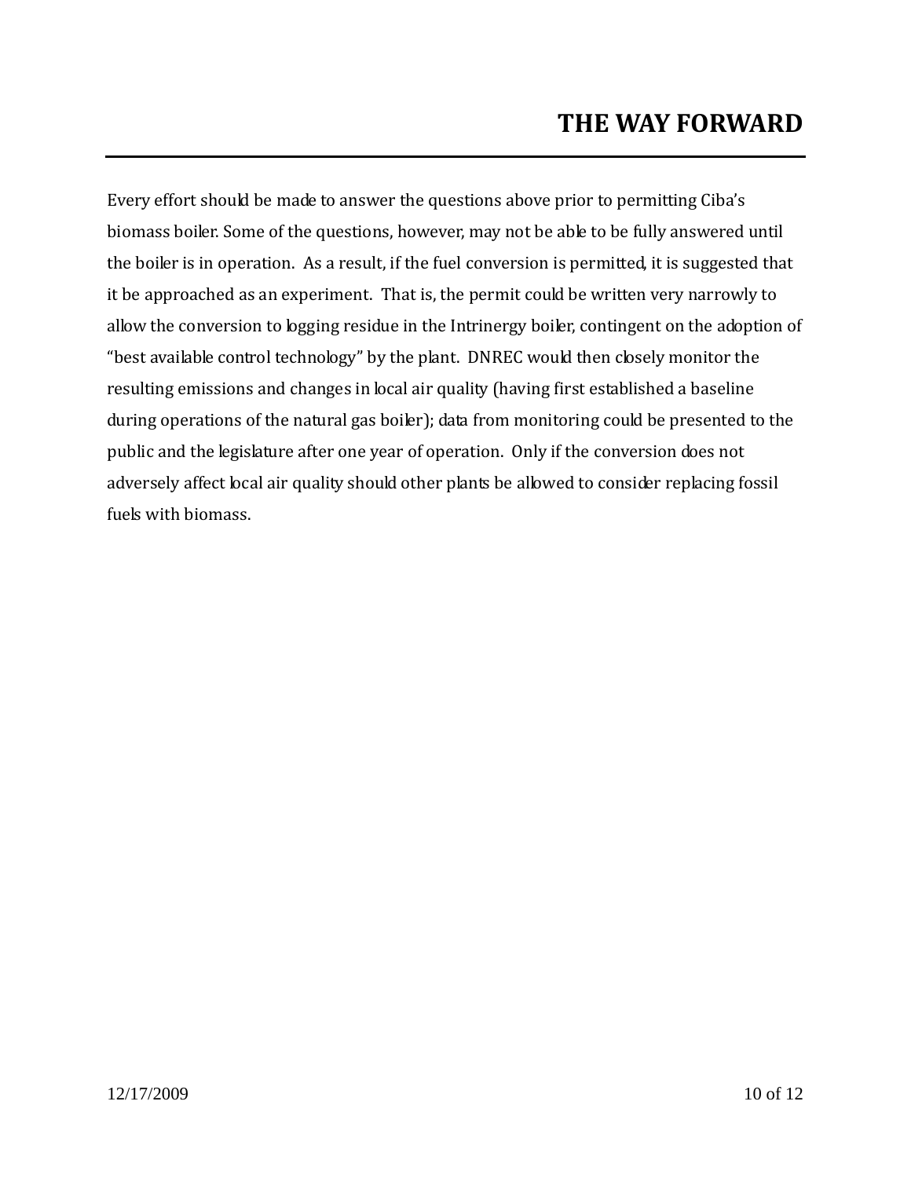# THE WAY FORWARD

Every effort should be made to answer the questions above prior to permitting Ciba's biomass boiler. Some of the questions, however, may not be able to be fully answered until the boiler is in operation. As a result, if the fuel conversion is permitted, it is suggested that it be approached as an experiment. That is, the permit could be written very narrowly to allow the conversion to logging residue in the Intrinergy boiler, contingent on the adoption of "best available control technology" by the plant. DNREC would then closely monitor the resulting emissions and changes in local air quality (having first established a baseline during operations of the natural gas boiler); data from monitoring could be presented to the public and the legislature after one year of operation. Only if the conversion does not adversely affect local air quality should other plants be allowed to consider replacing fossil fuels with biomass.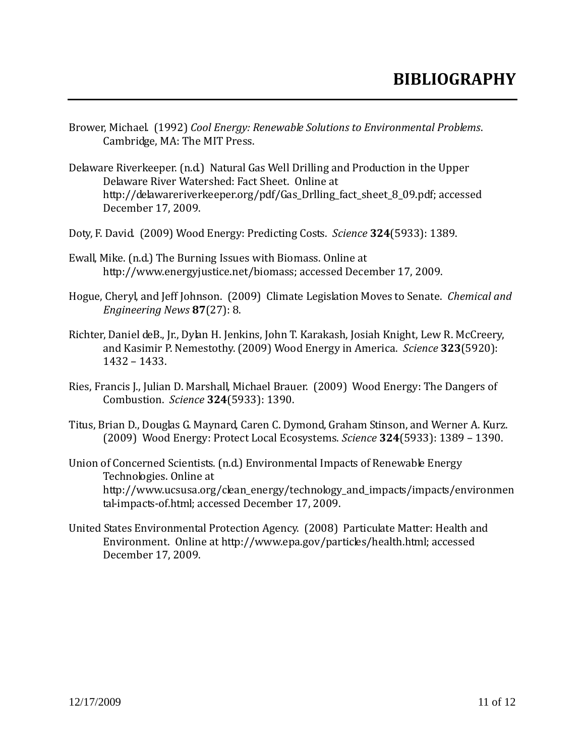# BIBLIOGRAPHY

Brower, Michael. (1992) *Cool Energy: Renewable Solutions to Environmental Problems*. Cambridge, MA: The MIT Press.

Delaware Riverkeeper. (n.d.) Natural Gas Well Drilling and Production in the Upper Delaware River Watershed: Fact Sheet. Online at http://delawareriverkeeper.org/pdf/Gas_Drlling_fact_sheet_8_09.pdf; accessed December 17, 2009.

Doty, F. David. (2009) Wood Energy: Predicting Costs. *Science* **324**(5933): 1389.

Ewall, Mike. (n.d.) The Burning Issues with Biomass. Online at http://www.energyjustice.net/biomass; accessed December 17, 2009.

Hogue, Cheryl, and Jeff Johnson. (2009) Climate Legislation Moves to Senate. *Chemical and Engineering News* **87**(27): 8.

Richter, Daniel deB., Jr., Dylan H. Jenkins, John T. Karakash, Josiah Knight, Lew R. McCreery, and Kasimir P. Nemestothy. (2009) Wood Energy in America. *Science* **323**(5920): 1432 – 1433.

Ries, Francis J., Julian D. Marshall, Michael Brauer. (2009) Wood Energy: The Dangers of Combustion. *Science* **324**(5933): 1390.

Titus, Brian D., Douglas G. Maynard, Caren C. Dymond, Graham Stinson, and Werner A. Kurz. (2009) Wood Energy: Protect Local Ecosystems. *Science* **324**(5933): 1389 – 1390.

Union of Concerned Scientists. (n.d.) Environmental Impacts of Renewable Energy Technologies. Online at http://www.ucsusa.org/clean_energy/technology_and_impacts/impacts/environmental-impacts-of.html; accessed December 17, 2009.

United States Environmental Protection Agency. (2008) Particulate Matter: Health and Environment. Online at http://www.epa.gov/particles/health.html; accessed December 17, 2009.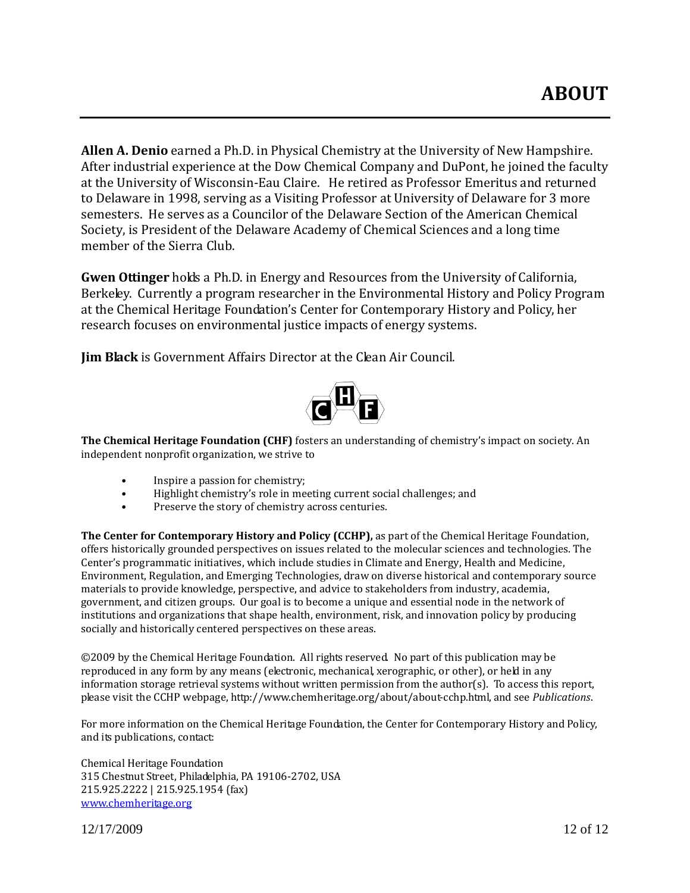# ABOUT

**Allen A. Denio** earned a Ph.D. in Physical Chemistry at the University of New Hampshire. After industrial experience at the Dow Chemical Company and DuPont, he joined the faculty at the University of Wisconsin-Eau Claire. He retired as Professor Emeritus and returned to Delaware in 1998, serving as a Visiting Professor at University of Delaware for 3 more semesters. He serves as a Councilor of the Delaware Section of the American Chemical Society, is President of the Delaware Academy of Chemical Sciences and a long time member of the Sierra Club.

**Gwen Ottinger** holds a Ph.D. in Energy and Resources from the University of California, Berkeley. Currently a program researcher in the Environmental History and Policy Program at the Chemical Heritage Foundation's Center for Contemporary History and Policy, her research focuses on environmental justice impacts of energy systems.

**Jim Black** is Government Affairs Director at the Clean Air Council.

**The Chemical Heritage Foundation (CHF)** fosters an understanding of chemistry's impact on society. An independent nonprofit organization, we strive to

- Inspire a passion for chemistry;
- Highlight chemistry's role in meeting current social challenges; and
- Preserve the story of chemistry across centuries.

**The Center for Contemporary History and Policy (CCHP),** as part of the Chemical Heritage Foundation, offers historically grounded perspectives on issues related to the molecular sciences and technologies. The Center's programmatic initiatives, which include studies in Climate and Energy, Health and Medicine, Environment, Regulation, and Emerging Technologies, draw on diverse historical and contemporary source materials to provide knowledge, perspective, and advice to stakeholders from industry, academia, government, and citizen groups. Our goal is to become a unique and essential node in the network of institutions and organizations that shape health, environment, risk, and innovation policy by producing socially and historically centered perspectives on these areas.

©2009 by the Chemical Heritage Foundation. All rights reserved. No part of this publication may be reproduced in any form by any means (electronic, mechanical, xerographic, or other), or held in any information storage retrieval systems without written permission from the author(s). To access this report, please visit the CCHP webpage, http://www.chemheritage.org/about/about-cchp.html, and see *Publications*.

For more information on the Chemical Heritage Foundation, the Center for Contemporary History and Policy, and its publications, contact:

Chemical Heritage Foundation
315 Chestnut Street, Philadelphia, PA 19106-2702, USA
215.925.2222 | 215.925.1954 (fax)
www.chemheritage.org

12/17/2009